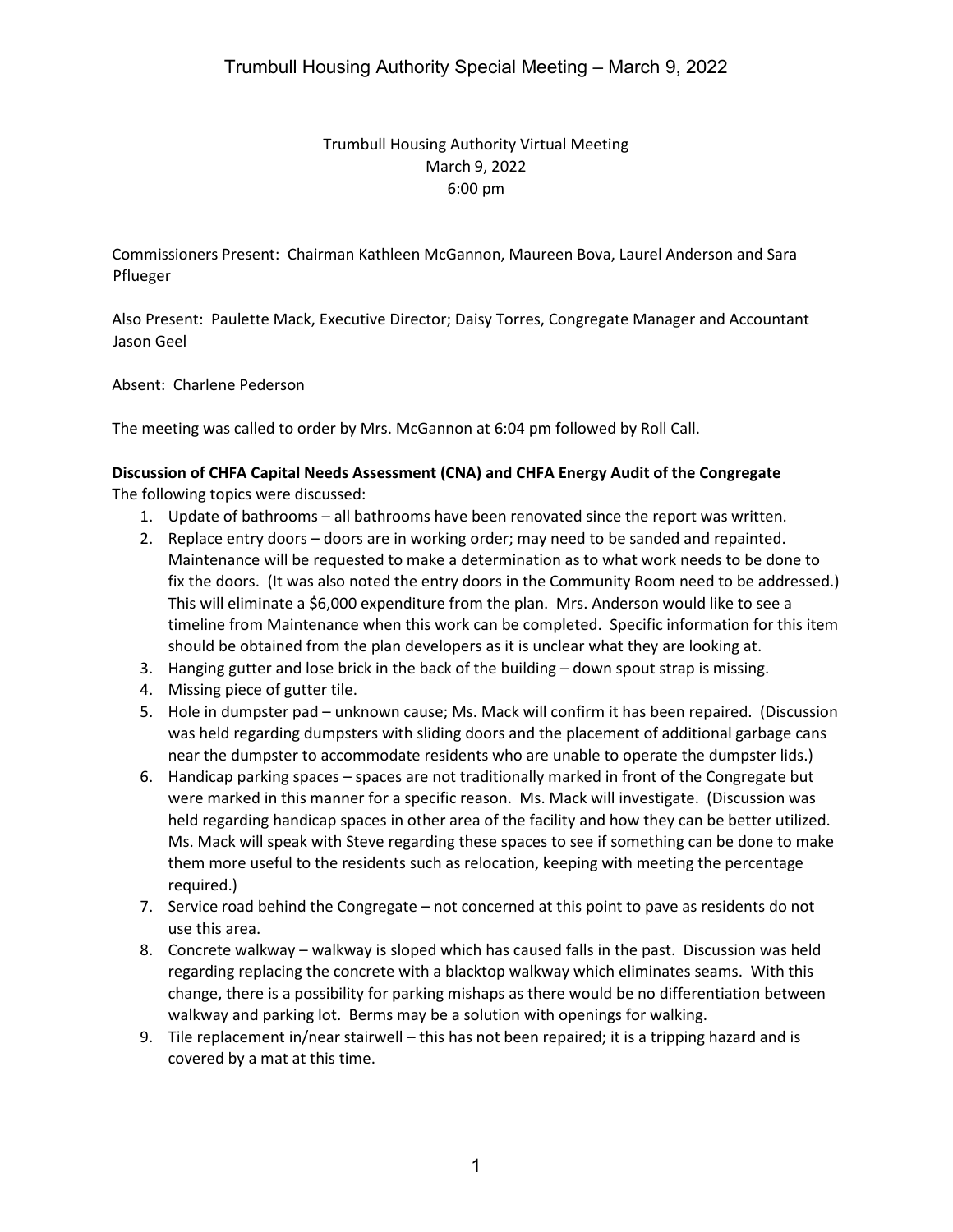Trumbull Housing Authority Virtual Meeting
March 9, 2022
6:00 pm

Commissioners Present: Chairman Kathleen McGannon, Maureen Bova, Laurel Anderson and Sara Pflueger

Also Present: Paulette Mack, Executive Director; Daisy Torres, Congregate Manager and Accountant Jason Geel

Absent: Charlene Pederson

The meeting was called to order by Mrs. McGannon at 6:04 pm followed by Roll Call.

**Discussion of CHFA Capital Needs Assessment (CNA) and CHFA Energy Audit of the Congregate**

The following topics were discussed:

1. Update of bathrooms – all bathrooms have been renovated since the report was written.
2. Replace entry doors – doors are in working order; may need to be sanded and repainted. Maintenance will be requested to make a determination as to what work needs to be done to fix the doors. (It was also noted the entry doors in the Community Room need to be addressed.) This will eliminate a $6,000 expenditure from the plan. Mrs. Anderson would like to see a timeline from Maintenance when this work can be completed. Specific information for this item should be obtained from the plan developers as it is unclear what they are looking at.
3. Hanging gutter and lose brick in the back of the building – down spout strap is missing.
4. Missing piece of gutter tile.
5. Hole in dumpster pad – unknown cause; Ms. Mack will confirm it has been repaired. (Discussion was held regarding dumpsters with sliding doors and the placement of additional garbage cans near the dumpster to accommodate residents who are unable to operate the dumpster lids.)
6. Handicap parking spaces – spaces are not traditionally marked in front of the Congregate but were marked in this manner for a specific reason. Ms. Mack will investigate. (Discussion was held regarding handicap spaces in other area of the facility and how they can be better utilized. Ms. Mack will speak with Steve regarding these spaces to see if something can be done to make them more useful to the residents such as relocation, keeping with meeting the percentage required.)
7. Service road behind the Congregate – not concerned at this point to pave as residents do not use this area.
8. Concrete walkway – walkway is sloped which has caused falls in the past. Discussion was held regarding replacing the concrete with a blacktop walkway which eliminates seams. With this change, there is a possibility for parking mishaps as there would be no differentiation between walkway and parking lot. Berms may be a solution with openings for walking.
9. Tile replacement in/near stairwell – this has not been repaired; it is a tripping hazard and is covered by a mat at this time.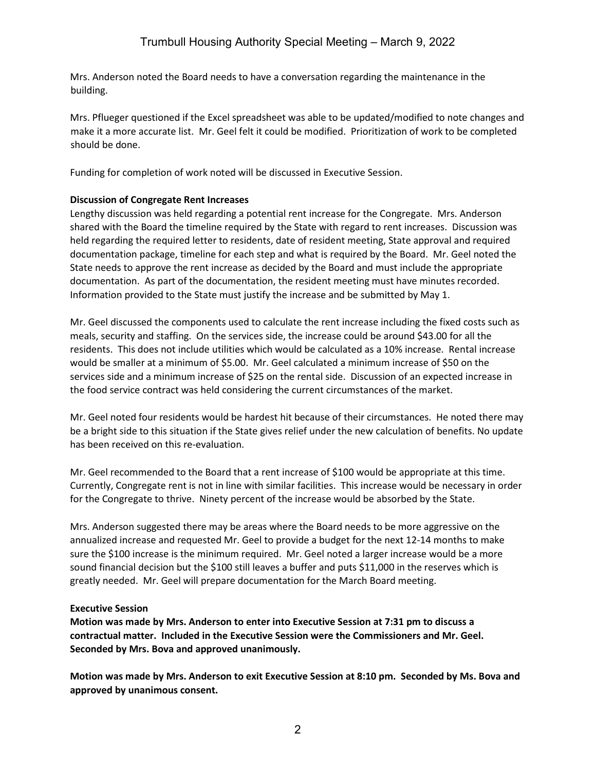Mrs. Anderson noted the Board needs to have a conversation regarding the maintenance in the building.

Mrs. Pflueger questioned if the Excel spreadsheet was able to be updated/modified to note changes and make it a more accurate list. Mr. Geel felt it could be modified. Prioritization of work to be completed should be done.

Funding for completion of work noted will be discussed in Executive Session.

**Discussion of Congregate Rent Increases**

Lengthy discussion was held regarding a potential rent increase for the Congregate. Mrs. Anderson shared with the Board the timeline required by the State with regard to rent increases. Discussion was held regarding the required letter to residents, date of resident meeting, State approval and required documentation package, timeline for each step and what is required by the Board. Mr. Geel noted the State needs to approve the rent increase as decided by the Board and must include the appropriate documentation. As part of the documentation, the resident meeting must have minutes recorded. Information provided to the State must justify the increase and be submitted by May 1.

Mr. Geel discussed the components used to calculate the rent increase including the fixed costs such as meals, security and staffing. On the services side, the increase could be around $43.00 for all the residents. This does not include utilities which would be calculated as a 10% increase. Rental increase would be smaller at a minimum of $5.00. Mr. Geel calculated a minimum increase of $50 on the services side and a minimum increase of $25 on the rental side. Discussion of an expected increase in the food service contract was held considering the current circumstances of the market.

Mr. Geel noted four residents would be hardest hit because of their circumstances. He noted there may be a bright side to this situation if the State gives relief under the new calculation of benefits. No update has been received on this re-evaluation.

Mr. Geel recommended to the Board that a rent increase of $100 would be appropriate at this time. Currently, Congregate rent is not in line with similar facilities. This increase would be necessary in order for the Congregate to thrive. Ninety percent of the increase would be absorbed by the State.

Mrs. Anderson suggested there may be areas where the Board needs to be more aggressive on the annualized increase and requested Mr. Geel to provide a budget for the next 12-14 months to make sure the $100 increase is the minimum required. Mr. Geel noted a larger increase would be a more sound financial decision but the $100 still leaves a buffer and puts $11,000 in the reserves which is greatly needed. Mr. Geel will prepare documentation for the March Board meeting.

**Executive Session**

**Motion was made by Mrs. Anderson to enter into Executive Session at 7:31 pm to discuss a contractual matter. Included in the Executive Session were the Commissioners and Mr. Geel. Seconded by Mrs. Bova and approved unanimously.**

**Motion was made by Mrs. Anderson to exit Executive Session at 8:10 pm. Seconded by Ms. Bova and approved by unanimous consent.**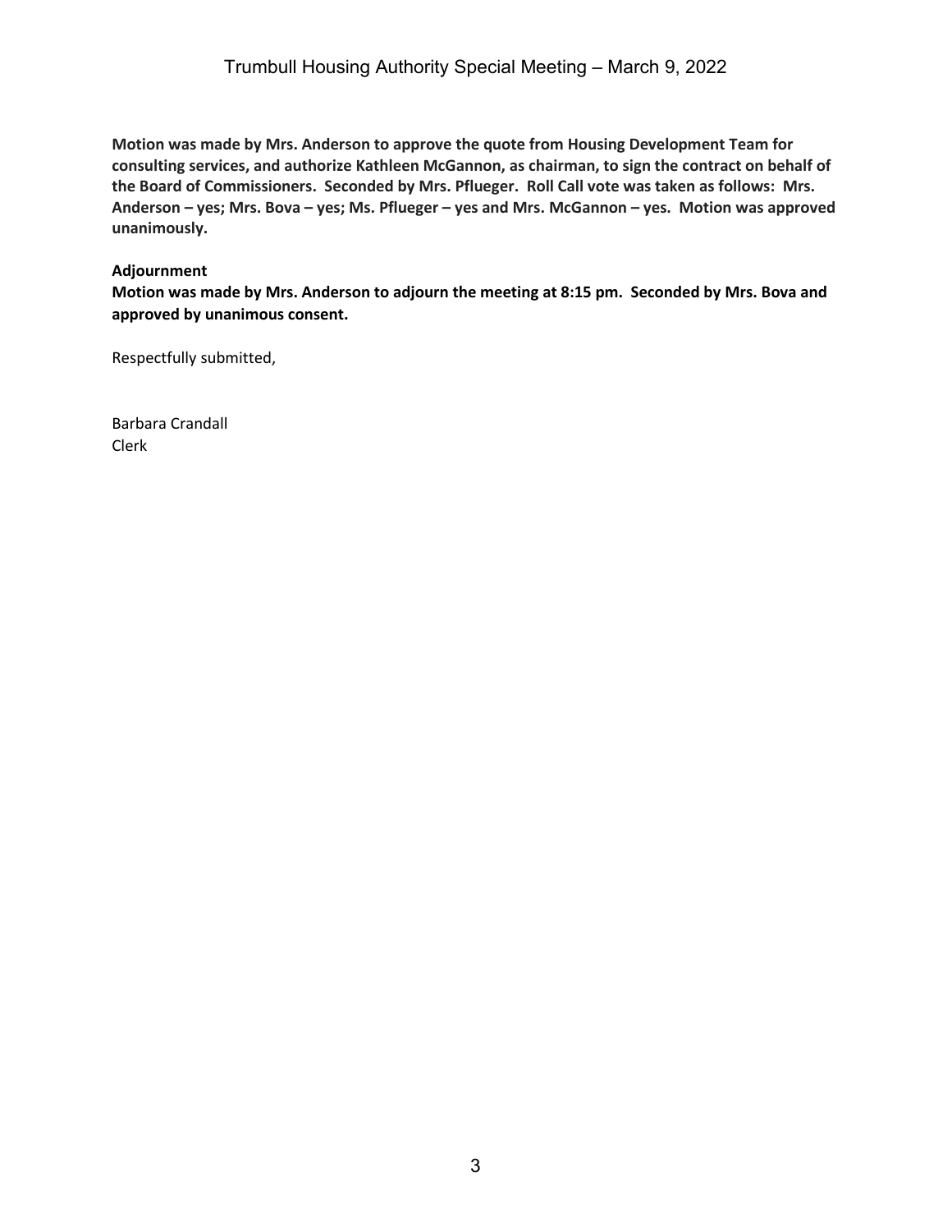**Motion was made by Mrs. Anderson to approve the quote from Housing Development Team for consulting services, and authorize Kathleen McGannon, as chairman, to sign the contract on behalf of the Board of Commissioners. Seconded by Mrs. Pflueger. Roll Call vote was taken as follows: Mrs. Anderson – yes; Mrs. Bova – yes; Ms. Pflueger – yes and Mrs. McGannon – yes. Motion was approved unanimously.**

**Adjournment**

**Motion was made by Mrs. Anderson to adjourn the meeting at 8:15 pm. Seconded by Mrs. Bova and approved by unanimous consent.**

Respectfully submitted,

Barbara Crandall
Clerk